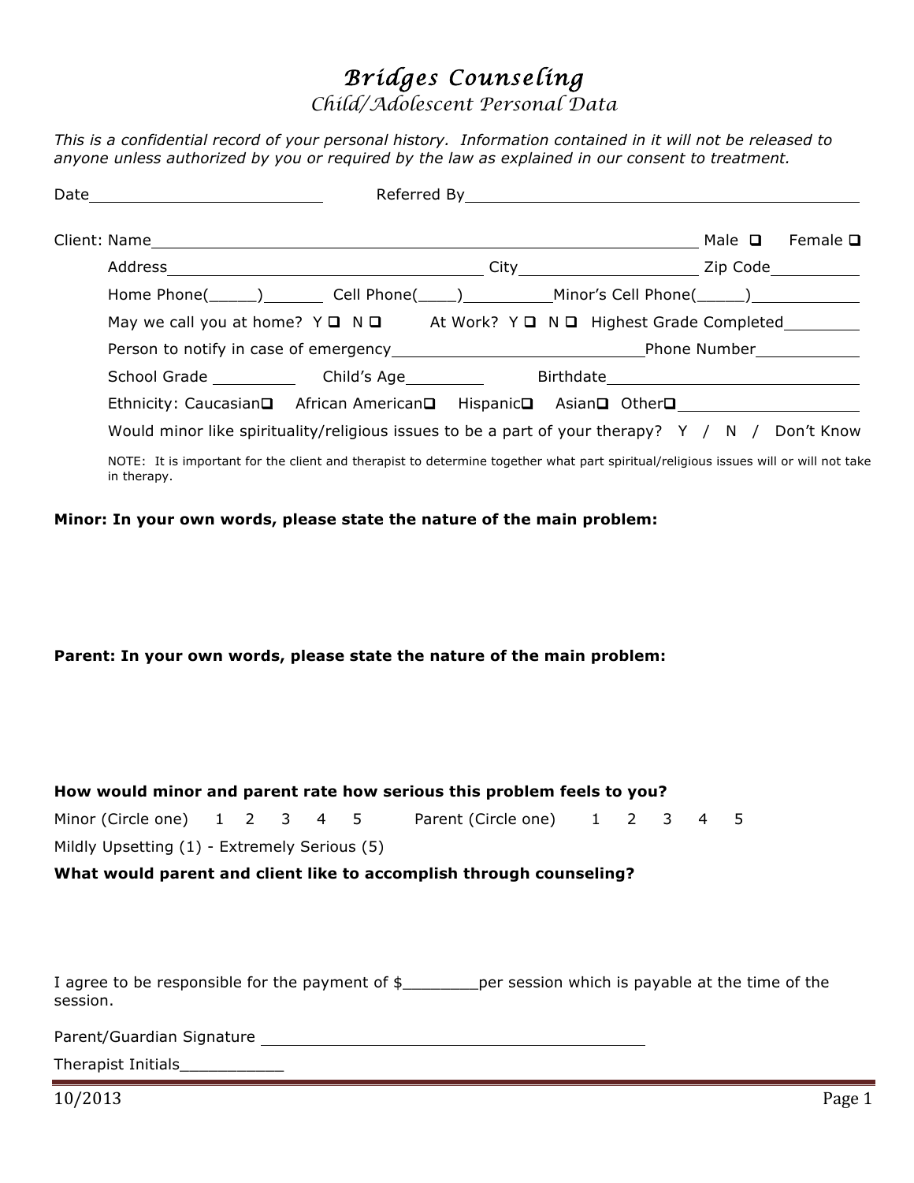# *Bridges Counseling*

## *Child/Adolescent Personal Data*

*This is a confidential record of your personal history. Information contained in it will not be released to anyone unless authorized by you or required by the law as explained in our consent to treatment.*

Date_________________________ Referred By_________________________________________

Client: Name_______________________________________________________ Male ❑ Female ❑

Address__________________________________ City___________________ Zip Code__________

Home Phone(_____)_______ Cell Phone(____)_________Minor's Cell Phone(_____)____________

May we call you at home? Y ❑ N ❑ At Work? Y ❑ N ❑ Highest Grade Completed________

Person to notify in case of emergency___________________________Phone Number___________

School Grade _________ Child's Age_________ Birthdate___________________________

Ethnicity: Caucasian❑ African American❑ Hispanic❑ Asian❑ Other❑__________________

Would minor like spirituality/religious issues to be a part of your therapy? Y / N / Don't Know

NOTE: It is important for the client and therapist to determine together what part spiritual/religious issues will or will not take in therapy.

**Minor: In your own words, please state the nature of the main problem:**

**Parent: In your own words, please state the nature of the main problem:**

**How would minor and parent rate how serious this problem feels to you?**

Minor (Circle one) 1 2 3 4 5 Parent (Circle one) 1 2 3 4 5

Mildly Upsetting (1) - Extremely Serious (5)

**What would parent and client like to accomplish through counseling?**

I agree to be responsible for the payment of $________per session which is payable at the time of the session.

Parent/Guardian Signature ________________________________________

Therapist Initials___________

10/2013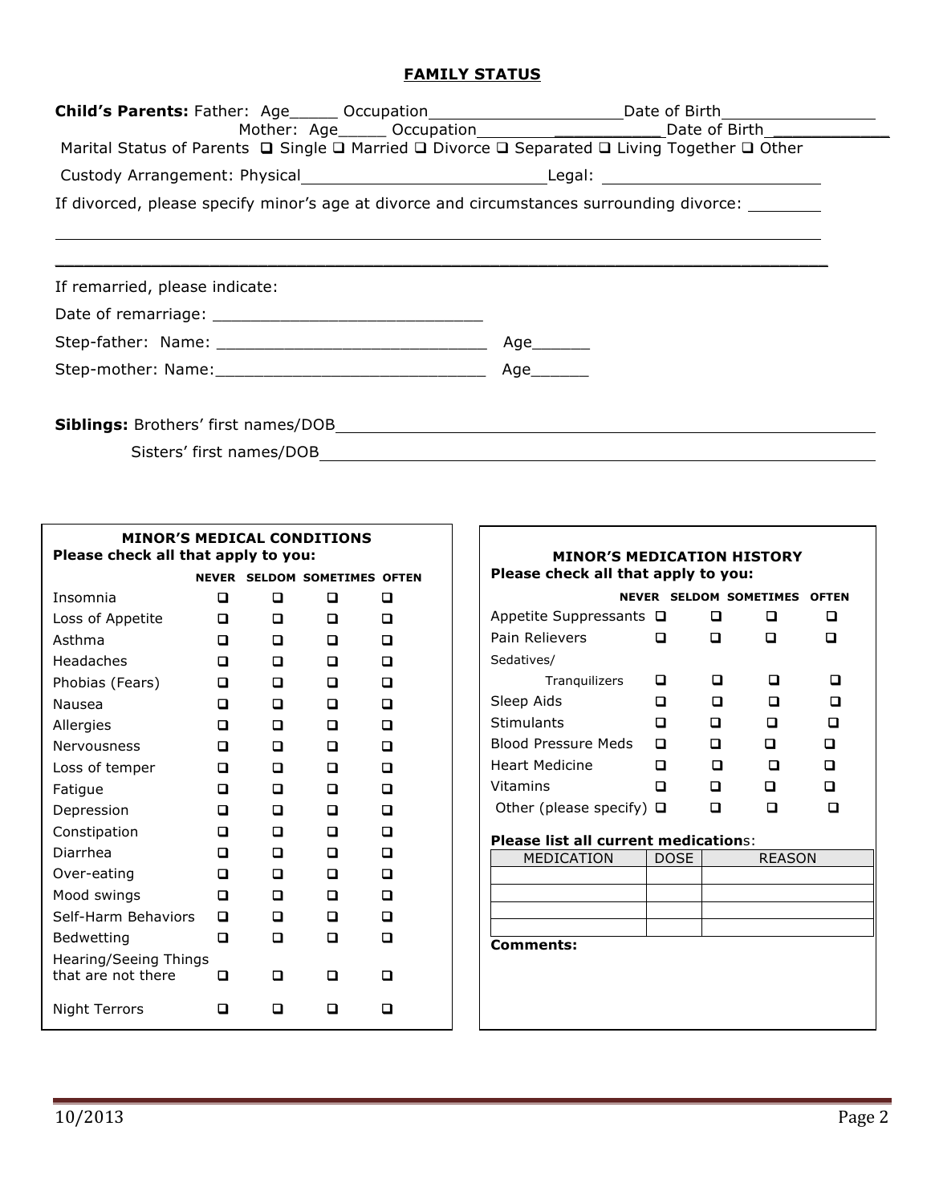# FAMILY STATUS

**Child's Parents:** Father: Age_____ Occupation____________________ Date of Birth________________

Mother: Age_____ Occupation____________________ Date of Birth ____________

Marital Status of Parents ❑ Single ❑ Married ❑ Divorce ❑ Separated ❑ Living Together ❑ Other

Custody Arrangement: Physical_________________________ Legal: ______________________

If divorced, please specify minor's age at divorce and circumstances surrounding divorce: ________

_______________________________________________________________________________

_______________________________________________________________________________

If remarried, please indicate:

Date of remarriage: ____________________________

Step-father: Name: ____________________________ Age______

Step-mother: Name:____________________________ Age______

**Siblings:** Brothers' first names/DOB_________________________________________________

Sisters' first names/DOB_________________________________________________

**MINOR'S MEDICAL CONDITIONS**
**Please check all that apply to you:**

| | NEVER | SELDOM | SOMETIMES | OFTEN |
|---|---|---|---|---|
| Insomnia | ❑ | ❑ | ❑ | ❑ |
| Loss of Appetite | ❑ | ❑ | ❑ | ❑ |
| Asthma | ❑ | ❑ | ❑ | ❑ |
| Headaches | ❑ | ❑ | ❑ | ❑ |
| Phobias (Fears) | ❑ | ❑ | ❑ | ❑ |
| Nausea | ❑ | ❑ | ❑ | ❑ |
| Allergies | ❑ | ❑ | ❑ | ❑ |
| Nervousness | ❑ | ❑ | ❑ | ❑ |
| Loss of temper | ❑ | ❑ | ❑ | ❑ |
| Fatigue | ❑ | ❑ | ❑ | ❑ |
| Depression | ❑ | ❑ | ❑ | ❑ |
| Constipation | ❑ | ❑ | ❑ | ❑ |
| Diarrhea | ❑ | ❑ | ❑ | ❑ |
| Over-eating | ❑ | ❑ | ❑ | ❑ |
| Mood swings | ❑ | ❑ | ❑ | ❑ |
| Self-Harm Behaviors | ❑ | ❑ | ❑ | ❑ |
| Bedwetting | ❑ | ❑ | ❑ | ❑ |
| Hearing/Seeing Things that are not there | ❑ | ❑ | ❑ | ❑ |
| Night Terrors | ❑ | ❑ | ❑ | ❑ |

**MINOR'S MEDICATION HISTORY**
**Please check all that apply to you:**

| | NEVER | SELDOM | SOMETIMES | OFTEN |
|---|---|---|---|---|
| Appetite Suppressants | ❑ | ❑ | ❑ | ❑ |
| Pain Relievers | ❑ | ❑ | ❑ | ❑ |
| Sedatives/ Tranquilizers | ❑ | ❑ | ❑ | ❑ |
| Sleep Aids | ❑ | ❑ | ❑ | ❑ |
| Stimulants | ❑ | ❑ | ❑ | ❑ |
| Blood Pressure Meds | ❑ | ❑ | ❑ | ❑ |
| Heart Medicine | ❑ | ❑ | ❑ | ❑ |
| Vitamins | ❑ | ❑ | ❑ | ❑ |
| Other (please specify) | ❑ | ❑ | ❑ | ❑ |

**Please list all current medications:**

| MEDICATION | DOSE | REASON |
|---|---|---|
| | | |
| | | |
| | | |
| | | |

**Comments:**

10/2013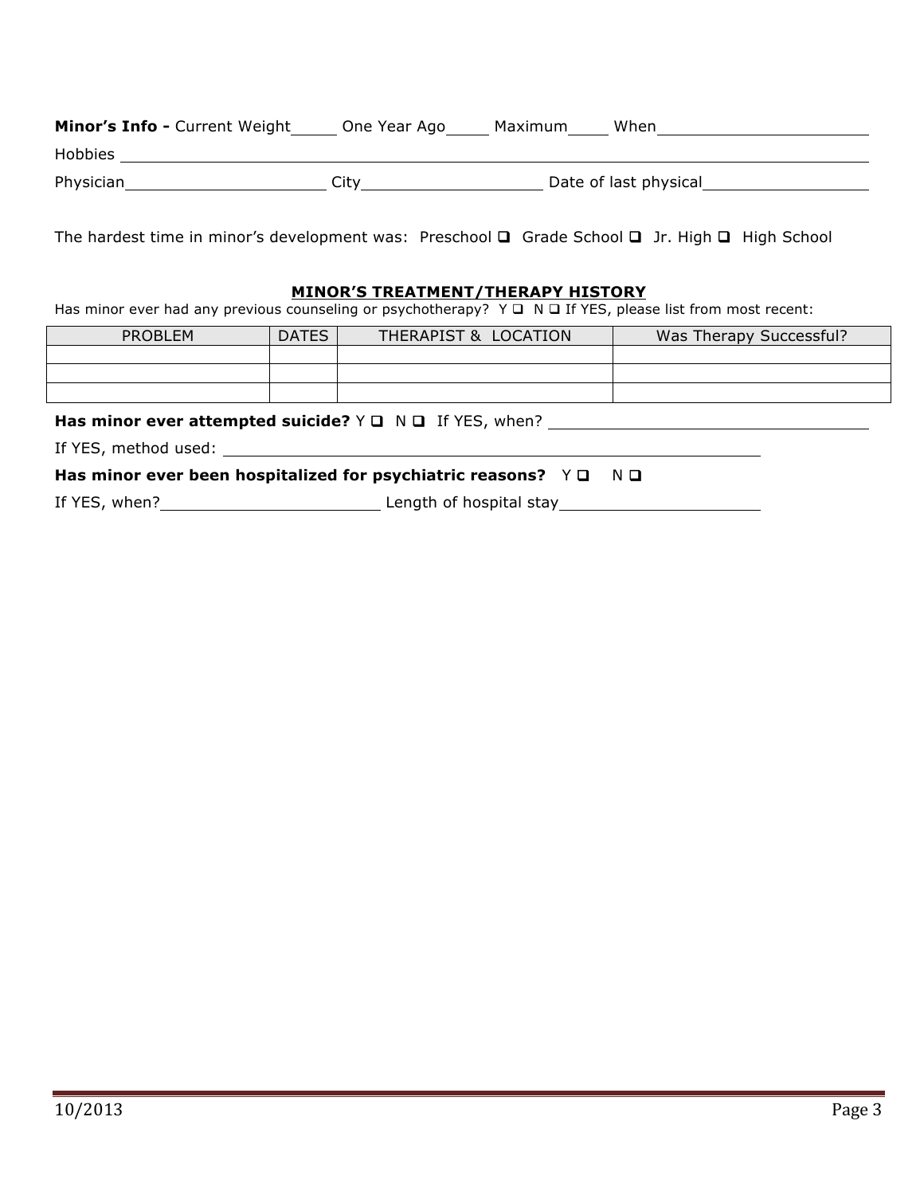**Minor's Info -** Current Weight_____ One Year Ago_____ Maximum_____ When________________________

Hobbies ________________________________________________________________________________

Physician______________________ City____________________ Date of last physical__________________

The hardest time in minor's development was: Preschool ❑ Grade School ❑ Jr. High ❑ High School

## MINOR'S TREATMENT/THERAPY HISTORY

Has minor ever had any previous counseling or psychotherapy? Y ❑ N ❑ If YES, please list from most recent:

| PROBLEM | DATES | THERAPIST & LOCATION | Was Therapy Successful? |
|---|---|---|---|
| | | | |
| | | | |
| | | | |

**Has minor ever attempted suicide?** Y ❑ N ❑ If YES, when? ______________________________________

If YES, method used: ________________________________________________________________

**Has minor ever been hospitalized for psychiatric reasons?** Y ❑ N ❑

If YES, when?________________________ Length of hospital stay______________________

10/2013